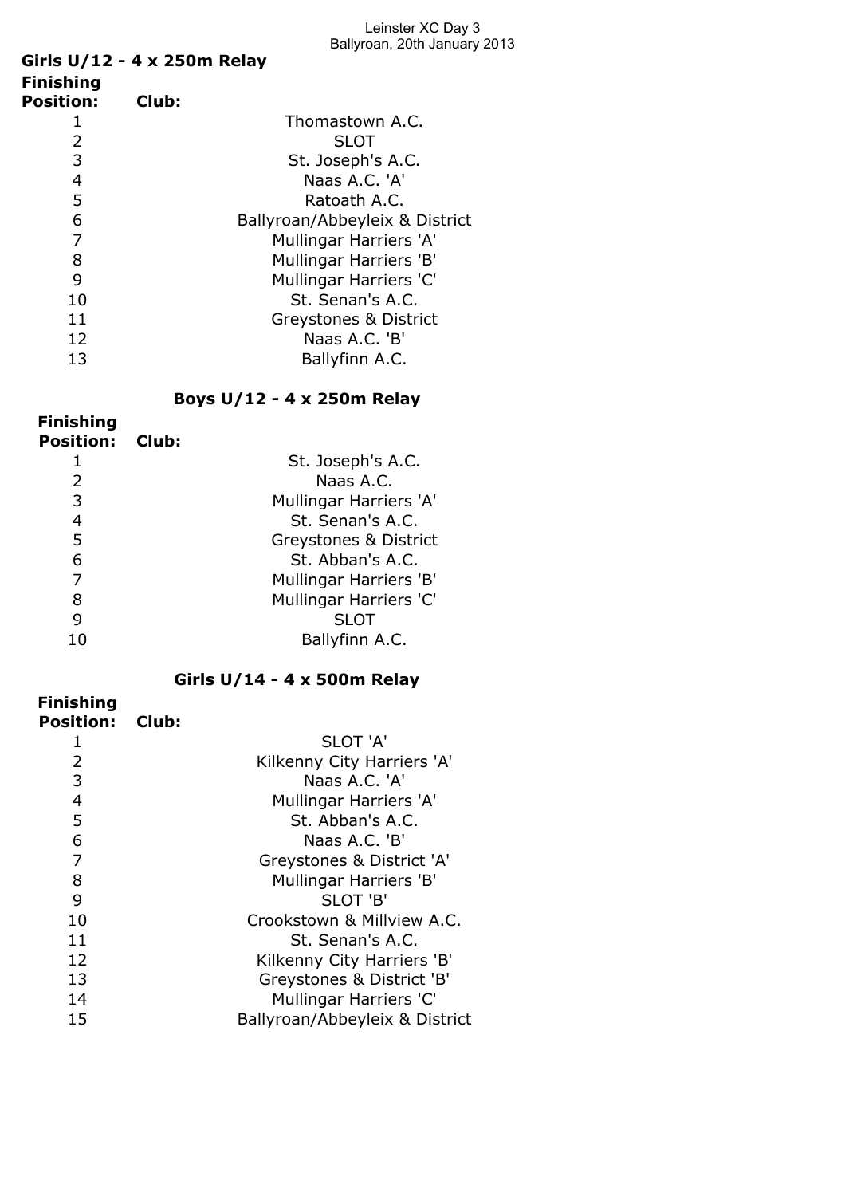Leinster XC Day 3
Ballyroan, 20th January 2013

## Girls U/12 - 4 x 250m Relay

| Finishing Position: | Club: |
|---|---|
| 1 | Thomastown A.C. |
| 2 | SLOT |
| 3 | St. Joseph's A.C. |
| 4 | Naas A.C. 'A' |
| 5 | Ratoath A.C. |
| 6 | Ballyroan/Abbeyleix & District |
| 7 | Mullingar Harriers 'A' |
| 8 | Mullingar Harriers 'B' |
| 9 | Mullingar Harriers 'C' |
| 10 | St. Senan's A.C. |
| 11 | Greystones & District |
| 12 | Naas A.C. 'B' |
| 13 | Ballyfinn A.C. |

## Boys U/12 - 4 x 250m Relay

| Finishing Position: | Club: |
|---|---|
| 1 | St. Joseph's A.C. |
| 2 | Naas A.C. |
| 3 | Mullingar Harriers 'A' |
| 4 | St. Senan's A.C. |
| 5 | Greystones & District |
| 6 | St. Abban's A.C. |
| 7 | Mullingar Harriers 'B' |
| 8 | Mullingar Harriers 'C' |
| 9 | SLOT |
| 10 | Ballyfinn A.C. |

## Girls U/14 - 4 x 500m Relay

| Finishing Position: | Club: |
|---|---|
| 1 | SLOT 'A' |
| 2 | Kilkenny City Harriers 'A' |
| 3 | Naas A.C. 'A' |
| 4 | Mullingar Harriers 'A' |
| 5 | St. Abban's A.C. |
| 6 | Naas A.C. 'B' |
| 7 | Greystones & District 'A' |
| 8 | Mullingar Harriers 'B' |
| 9 | SLOT 'B' |
| 10 | Crookstown & Millview A.C. |
| 11 | St. Senan's A.C. |
| 12 | Kilkenny City Harriers 'B' |
| 13 | Greystones & District 'B' |
| 14 | Mullingar Harriers 'C' |
| 15 | Ballyroan/Abbeyleix & District |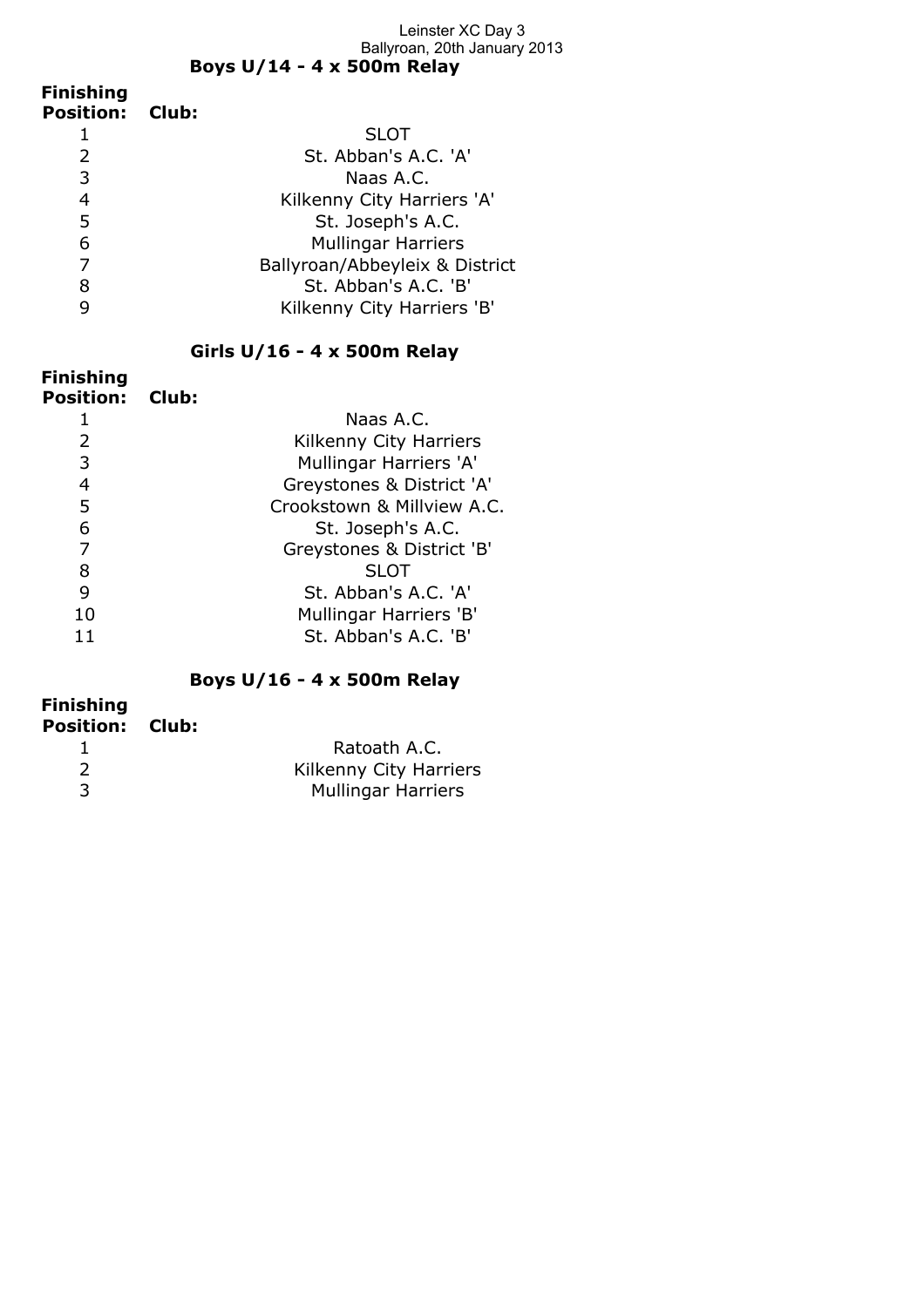Leinster XC Day 3
Ballyroan, 20th January 2013

## Boys U/14 - 4 x 500m Relay

| Finishing Position: | Club: |
|---|---|
| 1 | SLOT |
| 2 | St. Abban's A.C. 'A' |
| 3 | Naas A.C. |
| 4 | Kilkenny City Harriers 'A' |
| 5 | St. Joseph's A.C. |
| 6 | Mullingar Harriers |
| 7 | Ballyroan/Abbeyleix & District |
| 8 | St. Abban's A.C. 'B' |
| 9 | Kilkenny City Harriers 'B' |

## Girls U/16 - 4 x 500m Relay

| Finishing Position: | Club: |
|---|---|
| 1 | Naas A.C. |
| 2 | Kilkenny City Harriers |
| 3 | Mullingar Harriers 'A' |
| 4 | Greystones & District 'A' |
| 5 | Crookstown & Millview A.C. |
| 6 | St. Joseph's A.C. |
| 7 | Greystones & District 'B' |
| 8 | SLOT |
| 9 | St. Abban's A.C. 'A' |
| 10 | Mullingar Harriers 'B' |
| 11 | St. Abban's A.C. 'B' |

## Boys U/16 - 4 x 500m Relay

| Finishing Position: | Club: |
|---|---|
| 1 | Ratoath A.C. |
| 2 | Kilkenny City Harriers |
| 3 | Mullingar Harriers |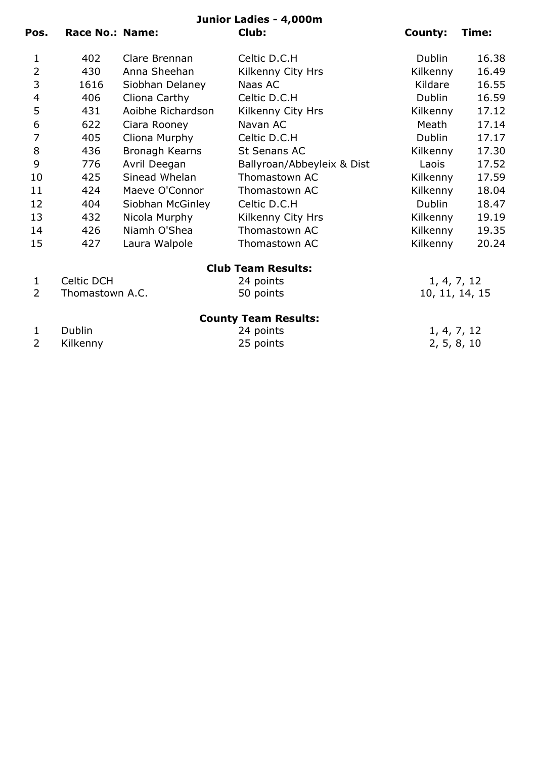## Junior Ladies - 4,000m

| Pos. | Race No.: | Name: | Club: | County: | Time: |
|---|---|---|---|---|---|
| 1 | 402 | Clare Brennan | Celtic D.C.H | Dublin | 16.38 |
| 2 | 430 | Anna Sheehan | Kilkenny City Hrs | Kilkenny | 16.49 |
| 3 | 1616 | Siobhan Delaney | Naas AC | Kildare | 16.55 |
| 4 | 406 | Cliona Carthy | Celtic D.C.H | Dublin | 16.59 |
| 5 | 431 | Aoibhe Richardson | Kilkenny City Hrs | Kilkenny | 17.12 |
| 6 | 622 | Ciara Rooney | Navan AC | Meath | 17.14 |
| 7 | 405 | Cliona Murphy | Celtic D.C.H | Dublin | 17.17 |
| 8 | 436 | Bronagh Kearns | St Senans AC | Kilkenny | 17.30 |
| 9 | 776 | Avril Deegan | Ballyroan/Abbeyleix & Dist | Laois | 17.52 |
| 10 | 425 | Sinead Whelan | Thomastown AC | Kilkenny | 17.59 |
| 11 | 424 | Maeve O'Connor | Thomastown AC | Kilkenny | 18.04 |
| 12 | 404 | Siobhan McGinley | Celtic D.C.H | Dublin | 18.47 |
| 13 | 432 | Nicola Murphy | Kilkenny City Hrs | Kilkenny | 19.19 |
| 14 | 426 | Niamh O'Shea | Thomastown AC | Kilkenny | 19.35 |
| 15 | 427 | Laura Walpole | Thomastown AC | Kilkenny | 20.24 |

### Club Team Results:

| Pos. | Team | Points | Positions |
|---|---|---|---|
| 1 | Celtic DCH | 24 points | 1, 4, 7, 12 |
| 2 | Thomastown A.C. | 50 points | 10, 11, 14, 15 |

### County Team Results:

| Pos. | Team | Points | Positions |
|---|---|---|---|
| 1 | Dublin | 24 points | 1, 4, 7, 12 |
| 2 | Kilkenny | 25 points | 2, 5, 8, 10 |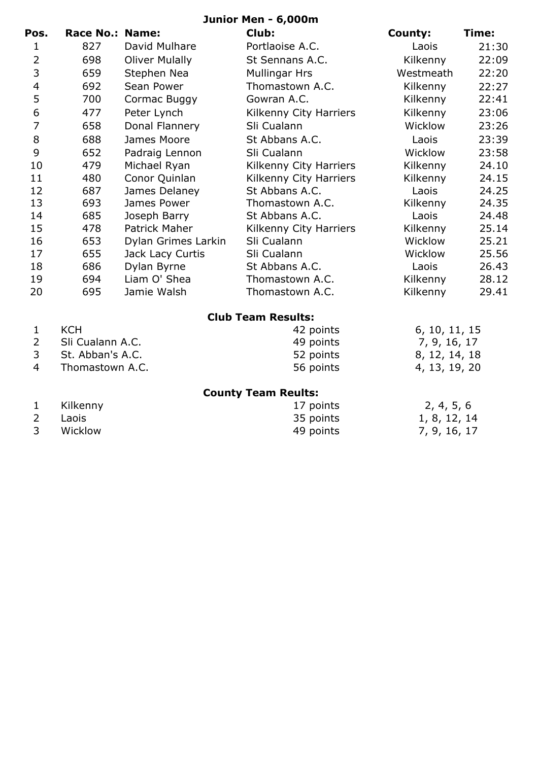## Junior Men - 6,000m

| Pos. | Race No.: | Name: | Club: | County: | Time: |
|---|---|---|---|---|---|
| 1 | 827 | David Mulhare | Portlaoise A.C. | Laois | 21:30 |
| 2 | 698 | Oliver Mulally | St Sennans A.C. | Kilkenny | 22:09 |
| 3 | 659 | Stephen Nea | Mullingar Hrs | Westmeath | 22:20 |
| 4 | 692 | Sean Power | Thomastown A.C. | Kilkenny | 22:27 |
| 5 | 700 | Cormac Buggy | Gowran A.C. | Kilkenny | 22:41 |
| 6 | 477 | Peter Lynch | Kilkenny City Harriers | Kilkenny | 23:06 |
| 7 | 658 | Donal Flannery | Sli Cualann | Wicklow | 23:26 |
| 8 | 688 | James Moore | St Abbans A.C. | Laois | 23:39 |
| 9 | 652 | Padraig Lennon | Sli Cualann | Wicklow | 23:58 |
| 10 | 479 | Michael Ryan | Kilkenny City Harriers | Kilkenny | 24.10 |
| 11 | 480 | Conor Quinlan | Kilkenny City Harriers | Kilkenny | 24.15 |
| 12 | 687 | James Delaney | St Abbans A.C. | Laois | 24.25 |
| 13 | 693 | James Power | Thomastown A.C. | Kilkenny | 24.35 |
| 14 | 685 | Joseph Barry | St Abbans A.C. | Laois | 24.48 |
| 15 | 478 | Patrick Maher | Kilkenny City Harriers | Kilkenny | 25.14 |
| 16 | 653 | Dylan Grimes Larkin | Sli Cualann | Wicklow | 25.21 |
| 17 | 655 | Jack Lacy Curtis | Sli Cualann | Wicklow | 25.56 |
| 18 | 686 | Dylan Byrne | St Abbans A.C. | Laois | 26.43 |
| 19 | 694 | Liam O' Shea | Thomastown A.C. | Kilkenny | 28.12 |
| 20 | 695 | Jamie Walsh | Thomastown A.C. | Kilkenny | 29.41 |

### Club Team Results:

| | | | |
|---|---|---|---|
| 1 | KCH | 42 points | 6, 10, 11, 15 |
| 2 | Sli Cualann A.C. | 49 points | 7, 9, 16, 17 |
| 3 | St. Abban's A.C. | 52 points | 8, 12, 14, 18 |
| 4 | Thomastown A.C. | 56 points | 4, 13, 19, 20 |

### County Team Reults:

| | | | |
|---|---|---|---|
| 1 | Kilkenny | 17 points | 2, 4, 5, 6 |
| 2 | Laois | 35 points | 1, 8, 12, 14 |
| 3 | Wicklow | 49 points | 7, 9, 16, 17 |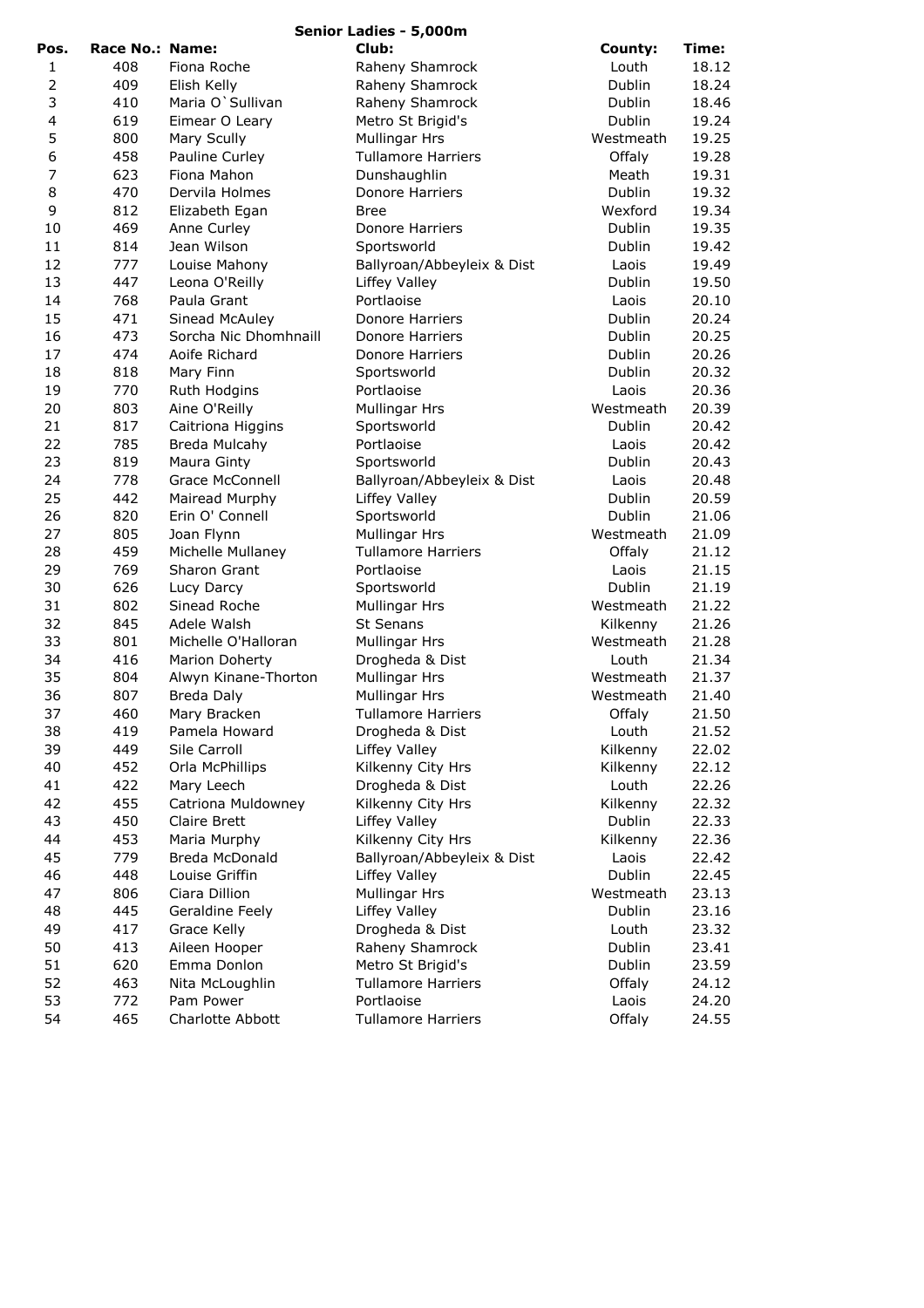## Senior Ladies - 5,000m

| Pos. | Race No.: | Name: | Club: | County: | Time: |
|---|---|---|---|---|---|
| 1 | 408 | Fiona Roche | Raheny Shamrock | Louth | 18.12 |
| 2 | 409 | Elish Kelly | Raheny Shamrock | Dublin | 18.24 |
| 3 | 410 | Maria O`Sullivan | Raheny Shamrock | Dublin | 18.46 |
| 4 | 619 | Eimear O Leary | Metro St Brigid's | Dublin | 19.24 |
| 5 | 800 | Mary Scully | Mullingar Hrs | Westmeath | 19.25 |
| 6 | 458 | Pauline Curley | Tullamore Harriers | Offaly | 19.28 |
| 7 | 623 | Fiona Mahon | Dunshaughlin | Meath | 19.31 |
| 8 | 470 | Dervila Holmes | Donore Harriers | Dublin | 19.32 |
| 9 | 812 | Elizabeth Egan | Bree | Wexford | 19.34 |
| 10 | 469 | Anne Curley | Donore Harriers | Dublin | 19.35 |
| 11 | 814 | Jean Wilson | Sportsworld | Dublin | 19.42 |
| 12 | 777 | Louise Mahony | Ballyroan/Abbeyleix & Dist | Laois | 19.49 |
| 13 | 447 | Leona O'Reilly | Liffey Valley | Dublin | 19.50 |
| 14 | 768 | Paula Grant | Portlaoise | Laois | 20.10 |
| 15 | 471 | Sinead McAuley | Donore Harriers | Dublin | 20.24 |
| 16 | 473 | Sorcha Nic Dhomhnaill | Donore Harriers | Dublin | 20.25 |
| 17 | 474 | Aoife Richard | Donore Harriers | Dublin | 20.26 |
| 18 | 818 | Mary Finn | Sportsworld | Dublin | 20.32 |
| 19 | 770 | Ruth Hodgins | Portlaoise | Laois | 20.36 |
| 20 | 803 | Aine O'Reilly | Mullingar Hrs | Westmeath | 20.39 |
| 21 | 817 | Caitriona Higgins | Sportsworld | Dublin | 20.42 |
| 22 | 785 | Breda Mulcahy | Portlaoise | Laois | 20.42 |
| 23 | 819 | Maura Ginty | Sportsworld | Dublin | 20.43 |
| 24 | 778 | Grace McConnell | Ballyroan/Abbeyleix & Dist | Laois | 20.48 |
| 25 | 442 | Mairead Murphy | Liffey Valley | Dublin | 20.59 |
| 26 | 820 | Erin O' Connell | Sportsworld | Dublin | 21.06 |
| 27 | 805 | Joan Flynn | Mullingar Hrs | Westmeath | 21.09 |
| 28 | 459 | Michelle Mullaney | Tullamore Harriers | Offaly | 21.12 |
| 29 | 769 | Sharon Grant | Portlaoise | Laois | 21.15 |
| 30 | 626 | Lucy Darcy | Sportsworld | Dublin | 21.19 |
| 31 | 802 | Sinead Roche | Mullingar Hrs | Westmeath | 21.22 |
| 32 | 845 | Adele Walsh | St Senans | Kilkenny | 21.26 |
| 33 | 801 | Michelle O'Halloran | Mullingar Hrs | Westmeath | 21.28 |
| 34 | 416 | Marion Doherty | Drogheda & Dist | Louth | 21.34 |
| 35 | 804 | Alwyn Kinane-Thorton | Mullingar Hrs | Westmeath | 21.37 |
| 36 | 807 | Breda Daly | Mullingar Hrs | Westmeath | 21.40 |
| 37 | 460 | Mary Bracken | Tullamore Harriers | Offaly | 21.50 |
| 38 | 419 | Pamela Howard | Drogheda & Dist | Louth | 21.52 |
| 39 | 449 | Sile Carroll | Liffey Valley | Kilkenny | 22.02 |
| 40 | 452 | Orla McPhillips | Kilkenny City Hrs | Kilkenny | 22.12 |
| 41 | 422 | Mary Leech | Drogheda & Dist | Louth | 22.26 |
| 42 | 455 | Catriona Muldowney | Kilkenny City Hrs | Kilkenny | 22.32 |
| 43 | 450 | Claire Brett | Liffey Valley | Dublin | 22.33 |
| 44 | 453 | Maria Murphy | Kilkenny City Hrs | Kilkenny | 22.36 |
| 45 | 779 | Breda McDonald | Ballyroan/Abbeyleix & Dist | Laois | 22.42 |
| 46 | 448 | Louise Griffin | Liffey Valley | Dublin | 22.45 |
| 47 | 806 | Ciara Dillion | Mullingar Hrs | Westmeath | 23.13 |
| 48 | 445 | Geraldine Feely | Liffey Valley | Dublin | 23.16 |
| 49 | 417 | Grace Kelly | Drogheda & Dist | Louth | 23.32 |
| 50 | 413 | Aileen Hooper | Raheny Shamrock | Dublin | 23.41 |
| 51 | 620 | Emma Donlon | Metro St Brigid's | Dublin | 23.59 |
| 52 | 463 | Nita McLoughlin | Tullamore Harriers | Offaly | 24.12 |
| 53 | 772 | Pam Power | Portlaoise | Laois | 24.20 |
| 54 | 465 | Charlotte Abbott | Tullamore Harriers | Offaly | 24.55 |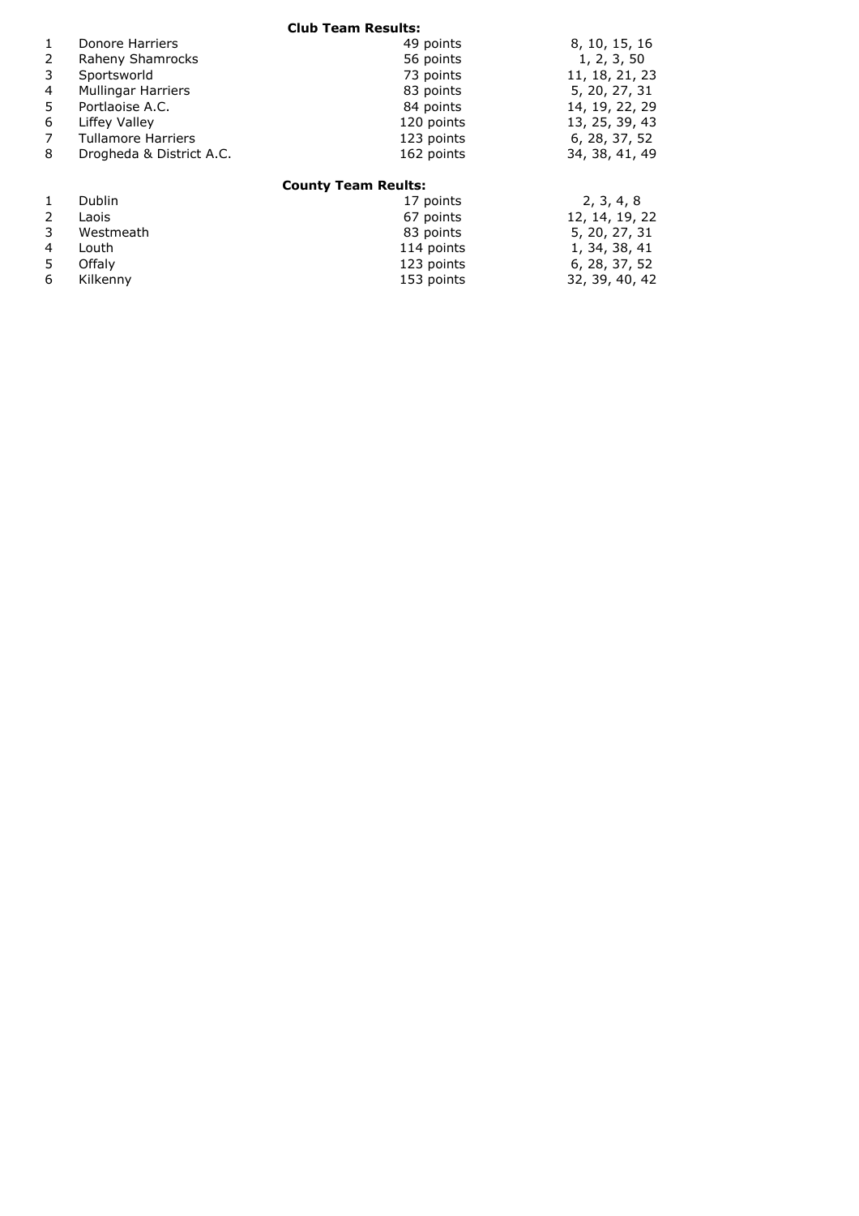**Club Team Results:**

| | | | |
|---|---|---|---|
| 1 | Donore Harriers | 49 points | 8, 10, 15, 16 |
| 2 | Raheny Shamrocks | 56 points | 1, 2, 3, 50 |
| 3 | Sportsworld | 73 points | 11, 18, 21, 23 |
| 4 | Mullingar Harriers | 83 points | 5, 20, 27, 31 |
| 5 | Portlaoise A.C. | 84 points | 14, 19, 22, 29 |
| 6 | Liffey Valley | 120 points | 13, 25, 39, 43 |
| 7 | Tullamore Harriers | 123 points | 6, 28, 37, 52 |
| 8 | Drogheda & District A.C. | 162 points | 34, 38, 41, 49 |

**County Team Reults:**

| | | | |
|---|---|---|---|
| 1 | Dublin | 17 points | 2, 3, 4, 8 |
| 2 | Laois | 67 points | 12, 14, 19, 22 |
| 3 | Westmeath | 83 points | 5, 20, 27, 31 |
| 4 | Louth | 114 points | 1, 34, 38, 41 |
| 5 | Offaly | 123 points | 6, 28, 37, 52 |
| 6 | Kilkenny | 153 points | 32, 39, 40, 42 |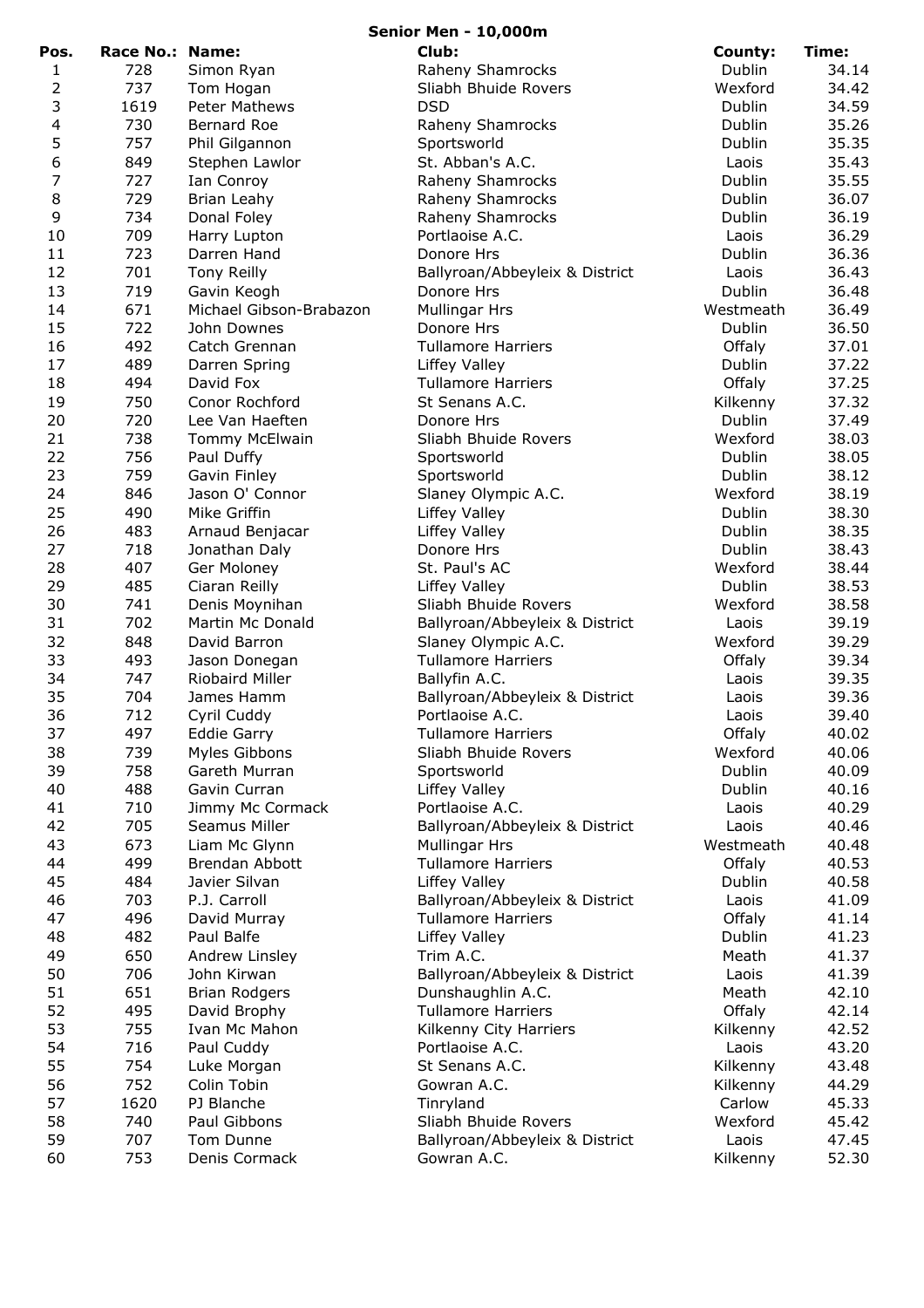# Senior Men - 10,000m

| Pos. | Race No.: | Name: | Club: | County: | Time: |
|---|---|---|---|---|---|
| 1 | 728 | Simon Ryan | Raheny Shamrocks | Dublin | 34.14 |
| 2 | 737 | Tom Hogan | Sliabh Bhuide Rovers | Wexford | 34.42 |
| 3 | 1619 | Peter Mathews | DSD | Dublin | 34.59 |
| 4 | 730 | Bernard Roe | Raheny Shamrocks | Dublin | 35.26 |
| 5 | 757 | Phil Gilgannon | Sportsworld | Dublin | 35.35 |
| 6 | 849 | Stephen Lawlor | St. Abban's A.C. | Laois | 35.43 |
| 7 | 727 | Ian Conroy | Raheny Shamrocks | Dublin | 35.55 |
| 8 | 729 | Brian Leahy | Raheny Shamrocks | Dublin | 36.07 |
| 9 | 734 | Donal Foley | Raheny Shamrocks | Dublin | 36.19 |
| 10 | 709 | Harry Lupton | Portlaoise A.C. | Laois | 36.29 |
| 11 | 723 | Darren Hand | Donore Hrs | Dublin | 36.36 |
| 12 | 701 | Tony Reilly | Ballyroan/Abbeyleix & District | Laois | 36.43 |
| 13 | 719 | Gavin Keogh | Donore Hrs | Dublin | 36.48 |
| 14 | 671 | Michael Gibson-Brabazon | Mullingar Hrs | Westmeath | 36.49 |
| 15 | 722 | John Downes | Donore Hrs | Dublin | 36.50 |
| 16 | 492 | Catch Grennan | Tullamore Harriers | Offaly | 37.01 |
| 17 | 489 | Darren Spring | Liffey Valley | Dublin | 37.22 |
| 18 | 494 | David Fox | Tullamore Harriers | Offaly | 37.25 |
| 19 | 750 | Conor Rochford | St Senans A.C. | Kilkenny | 37.32 |
| 20 | 720 | Lee Van Haeften | Donore Hrs | Dublin | 37.49 |
| 21 | 738 | Tommy McElwain | Sliabh Bhuide Rovers | Wexford | 38.03 |
| 22 | 756 | Paul Duffy | Sportsworld | Dublin | 38.05 |
| 23 | 759 | Gavin Finley | Sportsworld | Dublin | 38.12 |
| 24 | 846 | Jason O' Connor | Slaney Olympic A.C. | Wexford | 38.19 |
| 25 | 490 | Mike Griffin | Liffey Valley | Dublin | 38.30 |
| 26 | 483 | Arnaud Benjacar | Liffey Valley | Dublin | 38.35 |
| 27 | 718 | Jonathan Daly | Donore Hrs | Dublin | 38.43 |
| 28 | 407 | Ger Moloney | St. Paul's AC | Wexford | 38.44 |
| 29 | 485 | Ciaran Reilly | Liffey Valley | Dublin | 38.53 |
| 30 | 741 | Denis Moynihan | Sliabh Bhuide Rovers | Wexford | 38.58 |
| 31 | 702 | Martin Mc Donald | Ballyroan/Abbeyleix & District | Laois | 39.19 |
| 32 | 848 | David Barron | Slaney Olympic A.C. | Wexford | 39.29 |
| 33 | 493 | Jason Donegan | Tullamore Harriers | Offaly | 39.34 |
| 34 | 747 | Riobaird Miller | Ballyfin A.C. | Laois | 39.35 |
| 35 | 704 | James Hamm | Ballyroan/Abbeyleix & District | Laois | 39.36 |
| 36 | 712 | Cyril Cuddy | Portlaoise A.C. | Laois | 39.40 |
| 37 | 497 | Eddie Garry | Tullamore Harriers | Offaly | 40.02 |
| 38 | 739 | Myles Gibbons | Sliabh Bhuide Rovers | Wexford | 40.06 |
| 39 | 758 | Gareth Murran | Sportsworld | Dublin | 40.09 |
| 40 | 488 | Gavin Curran | Liffey Valley | Dublin | 40.16 |
| 41 | 710 | Jimmy Mc Cormack | Portlaoise A.C. | Laois | 40.29 |
| 42 | 705 | Seamus Miller | Ballyroan/Abbeyleix & District | Laois | 40.46 |
| 43 | 673 | Liam Mc Glynn | Mullingar Hrs | Westmeath | 40.48 |
| 44 | 499 | Brendan Abbott | Tullamore Harriers | Offaly | 40.53 |
| 45 | 484 | Javier Silvan | Liffey Valley | Dublin | 40.58 |
| 46 | 703 | P.J. Carroll | Ballyroan/Abbeyleix & District | Laois | 41.09 |
| 47 | 496 | David Murray | Tullamore Harriers | Offaly | 41.14 |
| 48 | 482 | Paul Balfe | Liffey Valley | Dublin | 41.23 |
| 49 | 650 | Andrew Linsley | Trim A.C. | Meath | 41.37 |
| 50 | 706 | John Kirwan | Ballyroan/Abbeyleix & District | Laois | 41.39 |
| 51 | 651 | Brian Rodgers | Dunshaughlin A.C. | Meath | 42.10 |
| 52 | 495 | David Brophy | Tullamore Harriers | Offaly | 42.14 |
| 53 | 755 | Ivan Mc Mahon | Kilkenny City Harriers | Kilkenny | 42.52 |
| 54 | 716 | Paul Cuddy | Portlaoise A.C. | Laois | 43.20 |
| 55 | 754 | Luke Morgan | St Senans A.C. | Kilkenny | 43.48 |
| 56 | 752 | Colin Tobin | Gowran A.C. | Kilkenny | 44.29 |
| 57 | 1620 | PJ Blanche | Tinryland | Carlow | 45.33 |
| 58 | 740 | Paul Gibbons | Sliabh Bhuide Rovers | Wexford | 45.42 |
| 59 | 707 | Tom Dunne | Ballyroan/Abbeyleix & District | Laois | 47.45 |
| 60 | 753 | Denis Cormack | Gowran A.C. | Kilkenny | 52.30 |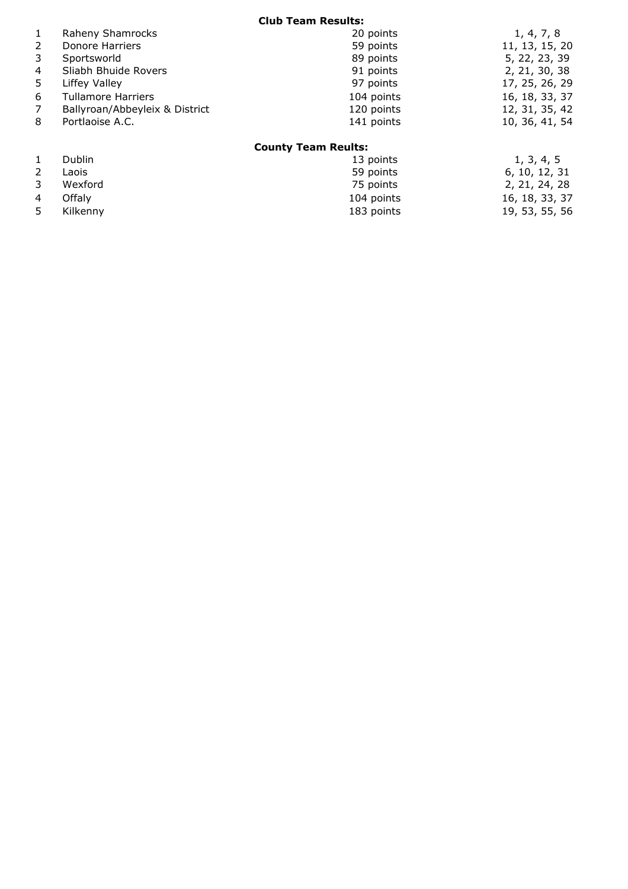**Club Team Results:**

| | | | |
|---|---|---|---|
| 1 | Raheny Shamrocks | 20 points | 1, 4, 7, 8 |
| 2 | Donore Harriers | 59 points | 11, 13, 15, 20 |
| 3 | Sportsworld | 89 points | 5, 22, 23, 39 |
| 4 | Sliabh Bhuide Rovers | 91 points | 2, 21, 30, 38 |
| 5 | Liffey Valley | 97 points | 17, 25, 26, 29 |
| 6 | Tullamore Harriers | 104 points | 16, 18, 33, 37 |
| 7 | Ballyroan/Abbeyleix & District | 120 points | 12, 31, 35, 42 |
| 8 | Portlaoise A.C. | 141 points | 10, 36, 41, 54 |

**County Team Reults:**

| | | | |
|---|---|---|---|
| 1 | Dublin | 13 points | 1, 3, 4, 5 |
| 2 | Laois | 59 points | 6, 10, 12, 31 |
| 3 | Wexford | 75 points | 2, 21, 24, 28 |
| 4 | Offaly | 104 points | 16, 18, 33, 37 |
| 5 | Kilkenny | 183 points | 19, 53, 55, 56 |